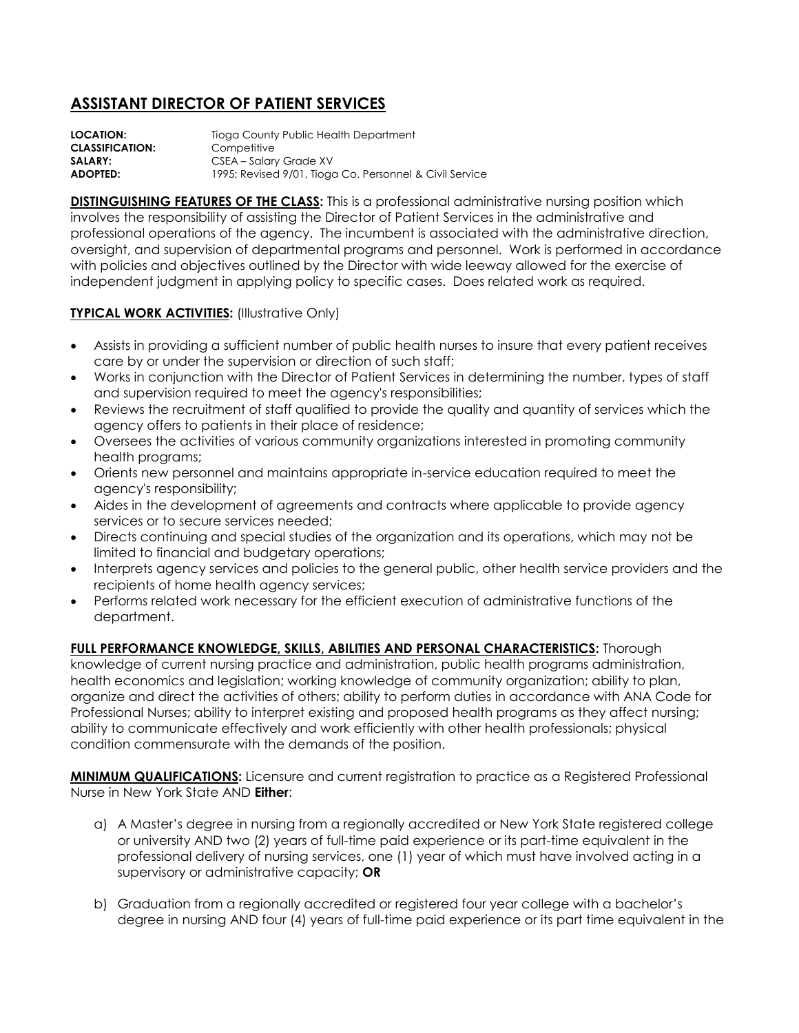# ASSISTANT DIRECTOR OF PATIENT SERVICES

**LOCATION:** Tioga County Public Health Department
**CLASSIFICATION:** Competitive
**SALARY:** CSEA – Salary Grade XV
**ADOPTED:** 1995; Revised 9/01, Tioga Co. Personnel & Civil Service

**DISTINGUISHING FEATURES OF THE CLASS:** This is a professional administrative nursing position which involves the responsibility of assisting the Director of Patient Services in the administrative and professional operations of the agency. The incumbent is associated with the administrative direction, oversight, and supervision of departmental programs and personnel. Work is performed in accordance with policies and objectives outlined by the Director with wide leeway allowed for the exercise of independent judgment in applying policy to specific cases. Does related work as required.

**TYPICAL WORK ACTIVITIES:** (Illustrative Only)

- Assists in providing a sufficient number of public health nurses to insure that every patient receives care by or under the supervision or direction of such staff;
- Works in conjunction with the Director of Patient Services in determining the number, types of staff and supervision required to meet the agency's responsibilities;
- Reviews the recruitment of staff qualified to provide the quality and quantity of services which the agency offers to patients in their place of residence;
- Oversees the activities of various community organizations interested in promoting community health programs;
- Orients new personnel and maintains appropriate in-service education required to meet the agency's responsibility;
- Aides in the development of agreements and contracts where applicable to provide agency services or to secure services needed;
- Directs continuing and special studies of the organization and its operations, which may not be limited to financial and budgetary operations;
- Interprets agency services and policies to the general public, other health service providers and the recipients of home health agency services;
- Performs related work necessary for the efficient execution of administrative functions of the department.

**FULL PERFORMANCE KNOWLEDGE, SKILLS, ABILITIES AND PERSONAL CHARACTERISTICS:** Thorough knowledge of current nursing practice and administration, public health programs administration, health economics and legislation; working knowledge of community organization; ability to plan, organize and direct the activities of others; ability to perform duties in accordance with ANA Code for Professional Nurses; ability to interpret existing and proposed health programs as they affect nursing; ability to communicate effectively and work efficiently with other health professionals; physical condition commensurate with the demands of the position.

**MINIMUM QUALIFICATIONS:** Licensure and current registration to practice as a Registered Professional Nurse in New York State AND **Either**:

a) A Master's degree in nursing from a regionally accredited or New York State registered college or university AND two (2) years of full-time paid experience or its part-time equivalent in the professional delivery of nursing services, one (1) year of which must have involved acting in a supervisory or administrative capacity; **OR**

b) Graduation from a regionally accredited or registered four year college with a bachelor's degree in nursing AND four (4) years of full-time paid experience or its part time equivalent in the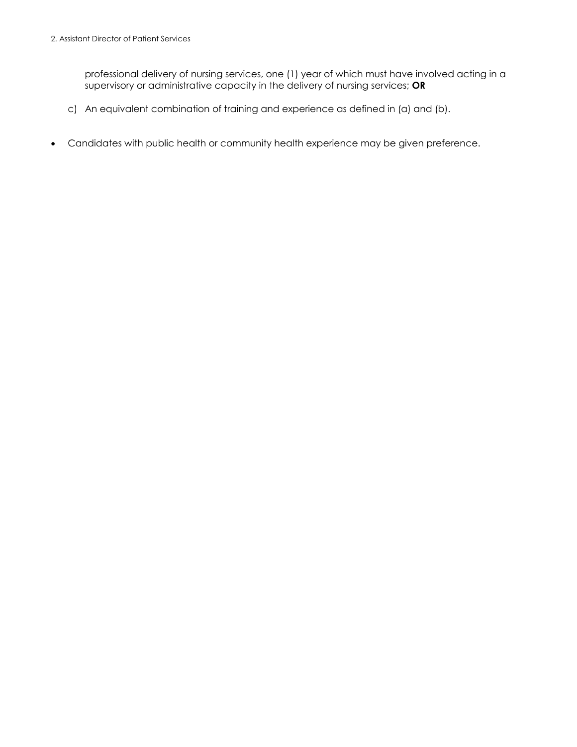professional delivery of nursing services, one (1) year of which must have involved acting in a supervisory or administrative capacity in the delivery of nursing services; **OR**

c) An equivalent combination of training and experience as defined in (a) and (b).

- Candidates with public health or community health experience may be given preference.